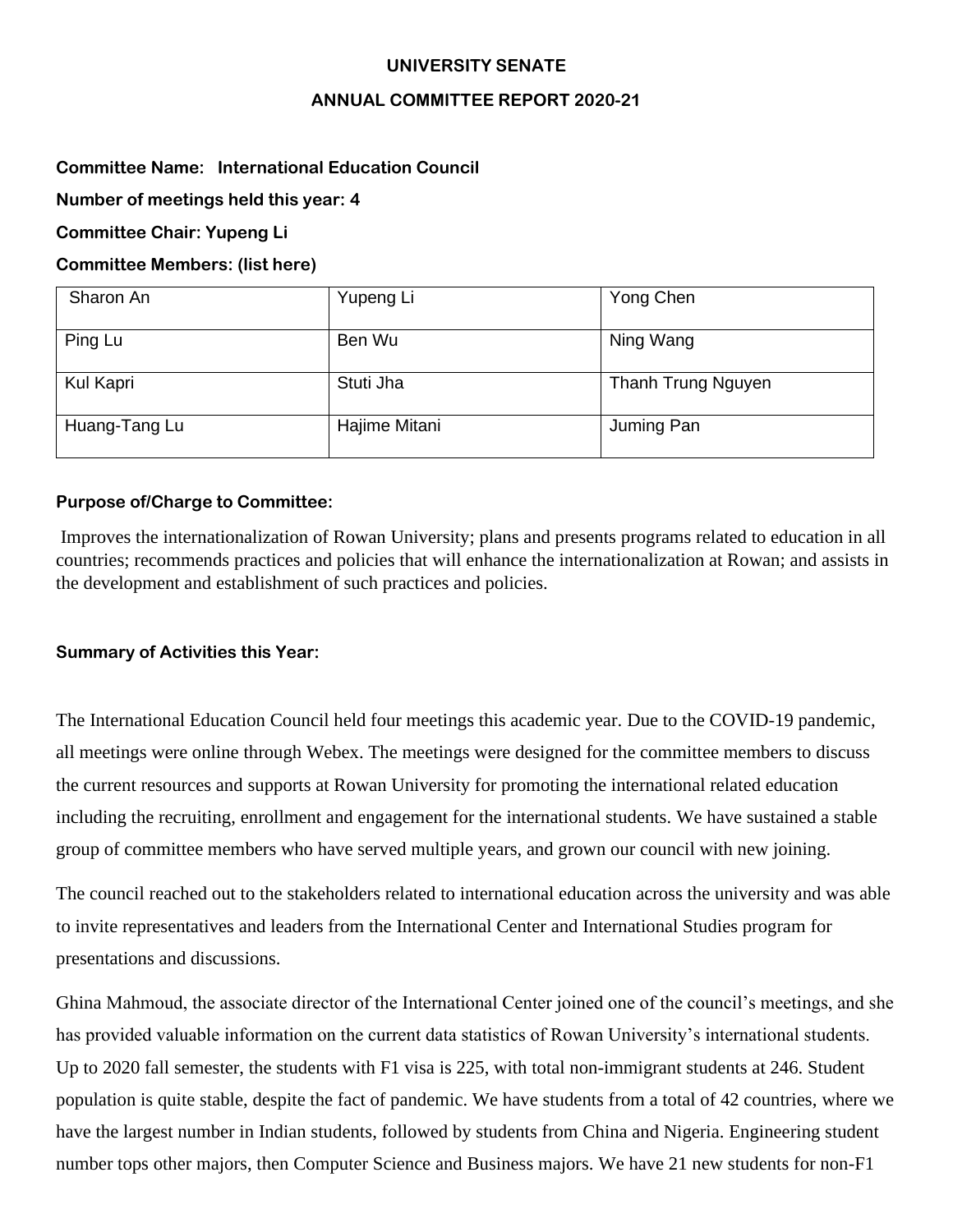**UNIVERSITY SENATE**

**ANNUAL COMMITTEE REPORT 2020-21**

**Committee Name: International Education Council**

**Number of meetings held this year: 4**

**Committee Chair: Yupeng Li**

**Committee Members: (list here)**

| | | |
|---|---|---|
| Sharon An | Yupeng Li | Yong Chen |
| Ping Lu | Ben Wu | Ning Wang |
| Kul Kapri | Stuti Jha | Thanh Trung Nguyen |
| Huang-Tang Lu | Hajime Mitani | Juming Pan |

**Purpose of/Charge to Committee:**

Improves the internationalization of Rowan University; plans and presents programs related to education in all countries; recommends practices and policies that will enhance the internationalization at Rowan; and assists in the development and establishment of such practices and policies.

**Summary of Activities this Year:**

The International Education Council held four meetings this academic year. Due to the COVID-19 pandemic, all meetings were online through Webex. The meetings were designed for the committee members to discuss the current resources and supports at Rowan University for promoting the international related education including the recruiting, enrollment and engagement for the international students. We have sustained a stable group of committee members who have served multiple years, and grown our council with new joining.

The council reached out to the stakeholders related to international education across the university and was able to invite representatives and leaders from the International Center and International Studies program for presentations and discussions.

Ghina Mahmoud, the associate director of the International Center joined one of the council's meetings, and she has provided valuable information on the current data statistics of Rowan University's international students. Up to 2020 fall semester, the students with F1 visa is 225, with total non-immigrant students at 246. Student population is quite stable, despite the fact of pandemic. We have students from a total of 42 countries, where we have the largest number in Indian students, followed by students from China and Nigeria. Engineering student number tops other majors, then Computer Science and Business majors. We have 21 new students for non-F1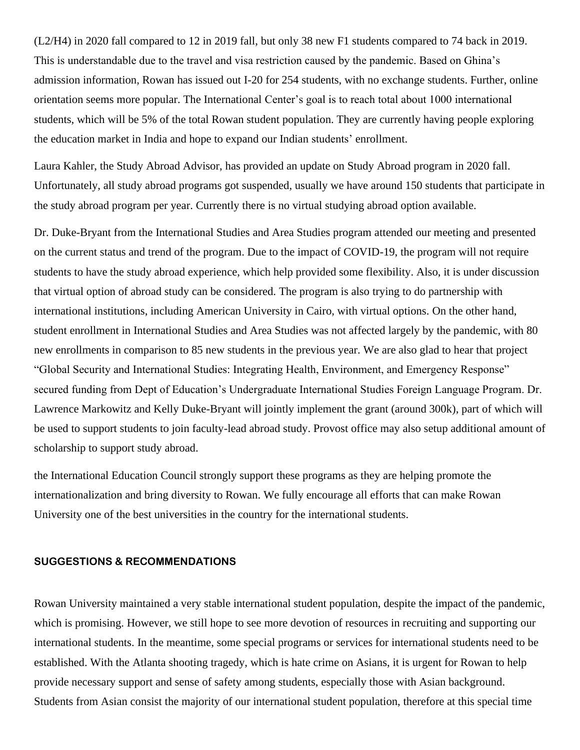(L2/H4) in 2020 fall compared to 12 in 2019 fall, but only 38 new F1 students compared to 74 back in 2019. This is understandable due to the travel and visa restriction caused by the pandemic. Based on Ghina's admission information, Rowan has issued out I-20 for 254 students, with no exchange students. Further, online orientation seems more popular. The International Center's goal is to reach total about 1000 international students, which will be 5% of the total Rowan student population. They are currently having people exploring the education market in India and hope to expand our Indian students' enrollment.

Laura Kahler, the Study Abroad Advisor, has provided an update on Study Abroad program in 2020 fall. Unfortunately, all study abroad programs got suspended, usually we have around 150 students that participate in the study abroad program per year. Currently there is no virtual studying abroad option available.

Dr. Duke-Bryant from the International Studies and Area Studies program attended our meeting and presented on the current status and trend of the program. Due to the impact of COVID-19, the program will not require students to have the study abroad experience, which help provided some flexibility. Also, it is under discussion that virtual option of abroad study can be considered. The program is also trying to do partnership with international institutions, including American University in Cairo, with virtual options. On the other hand, student enrollment in International Studies and Area Studies was not affected largely by the pandemic, with 80 new enrollments in comparison to 85 new students in the previous year. We are also glad to hear that project "Global Security and International Studies: Integrating Health, Environment, and Emergency Response" secured funding from Dept of Education's Undergraduate International Studies Foreign Language Program. Dr. Lawrence Markowitz and Kelly Duke-Bryant will jointly implement the grant (around 300k), part of which will be used to support students to join faculty-lead abroad study. Provost office may also setup additional amount of scholarship to support study abroad.

the International Education Council strongly support these programs as they are helping promote the internationalization and bring diversity to Rowan. We fully encourage all efforts that can make Rowan University one of the best universities in the country for the international students.

#### SUGGESTIONS & RECOMMENDATIONS

Rowan University maintained a very stable international student population, despite the impact of the pandemic, which is promising. However, we still hope to see more devotion of resources in recruiting and supporting our international students. In the meantime, some special programs or services for international students need to be established. With the Atlanta shooting tragedy, which is hate crime on Asians, it is urgent for Rowan to help provide necessary support and sense of safety among students, especially those with Asian background. Students from Asian consist the majority of our international student population, therefore at this special time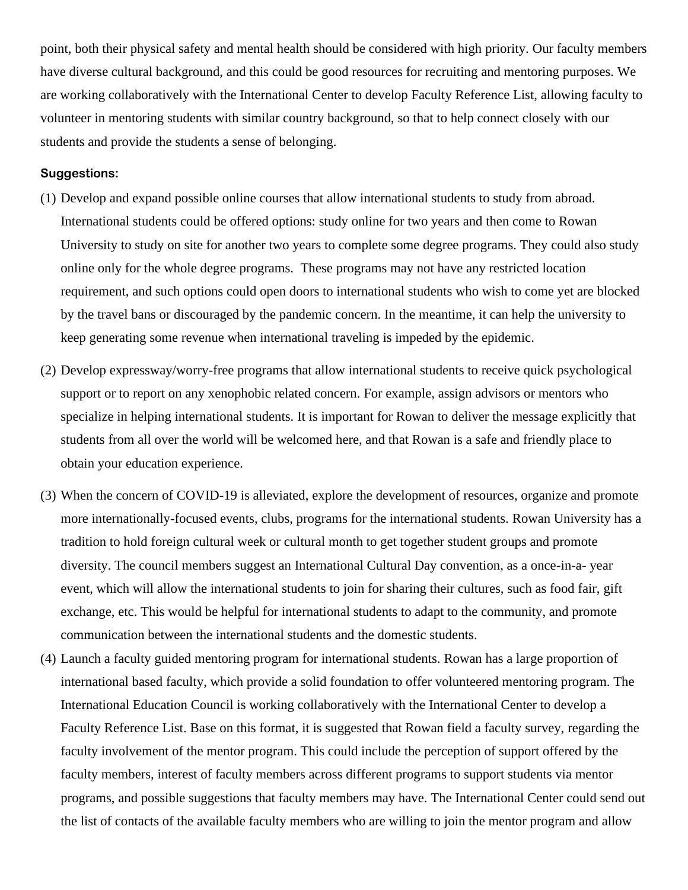point, both their physical safety and mental health should be considered with high priority. Our faculty members have diverse cultural background, and this could be good resources for recruiting and mentoring purposes. We are working collaboratively with the International Center to develop Faculty Reference List, allowing faculty to volunteer in mentoring students with similar country background, so that to help connect closely with our students and provide the students a sense of belonging.

**Suggestions:**

(1) Develop and expand possible online courses that allow international students to study from abroad. International students could be offered options: study online for two years and then come to Rowan University to study on site for another two years to complete some degree programs. They could also study online only for the whole degree programs. These programs may not have any restricted location requirement, and such options could open doors to international students who wish to come yet are blocked by the travel bans or discouraged by the pandemic concern. In the meantime, it can help the university to keep generating some revenue when international traveling is impeded by the epidemic.

(2) Develop expressway/worry-free programs that allow international students to receive quick psychological support or to report on any xenophobic related concern. For example, assign advisors or mentors who specialize in helping international students. It is important for Rowan to deliver the message explicitly that students from all over the world will be welcomed here, and that Rowan is a safe and friendly place to obtain your education experience.

(3) When the concern of COVID-19 is alleviated, explore the development of resources, organize and promote more internationally-focused events, clubs, programs for the international students. Rowan University has a tradition to hold foreign cultural week or cultural month to get together student groups and promote diversity. The council members suggest an International Cultural Day convention, as a once-in-a- year event, which will allow the international students to join for sharing their cultures, such as food fair, gift exchange, etc. This would be helpful for international students to adapt to the community, and promote communication between the international students and the domestic students.

(4) Launch a faculty guided mentoring program for international students. Rowan has a large proportion of international based faculty, which provide a solid foundation to offer volunteered mentoring program. The International Education Council is working collaboratively with the International Center to develop a Faculty Reference List. Base on this format, it is suggested that Rowan field a faculty survey, regarding the faculty involvement of the mentor program. This could include the perception of support offered by the faculty members, interest of faculty members across different programs to support students via mentor programs, and possible suggestions that faculty members may have. The International Center could send out the list of contacts of the available faculty members who are willing to join the mentor program and allow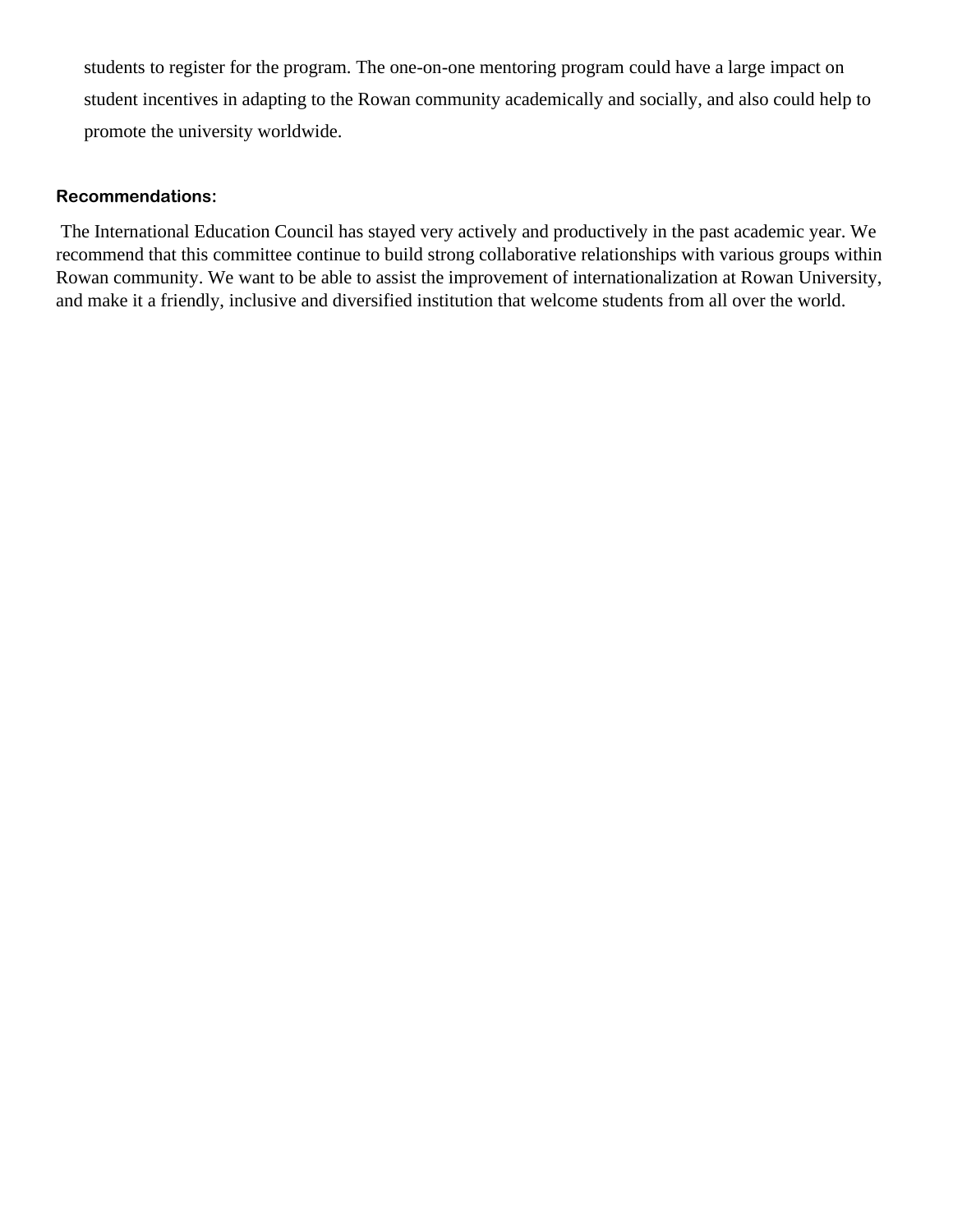students to register for the program. The one-on-one mentoring program could have a large impact on student incentives in adapting to the Rowan community academically and socially, and also could help to promote the university worldwide.

**Recommendations:**

The International Education Council has stayed very actively and productively in the past academic year. We recommend that this committee continue to build strong collaborative relationships with various groups within Rowan community. We want to be able to assist the improvement of internationalization at Rowan University, and make it a friendly, inclusive and diversified institution that welcome students from all over the world.